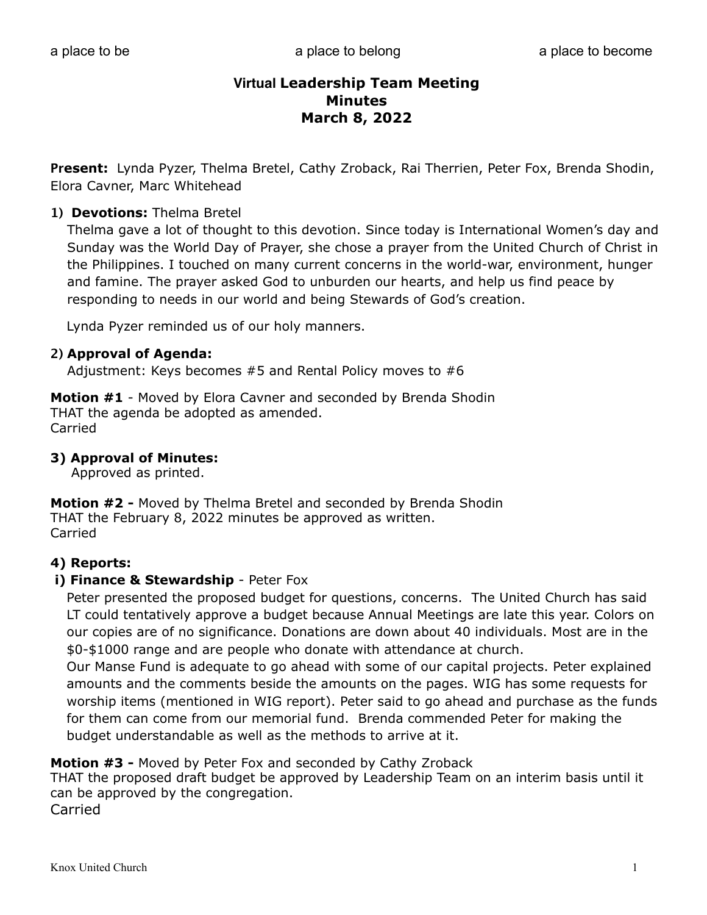a place to be a place to belong a place to become

# Virtual Leadership Team Meeting
# Minutes
# March 8, 2022

**Present:** Lynda Pyzer, Thelma Bretel, Cathy Zroback, Rai Therrien, Peter Fox, Brenda Shodin, Elora Cavner, Marc Whitehead

**1) Devotions:** Thelma Bretel

Thelma gave a lot of thought to this devotion. Since today is International Women's day and Sunday was the World Day of Prayer, she chose a prayer from the United Church of Christ in the Philippines. I touched on many current concerns in the world-war, environment, hunger and famine. The prayer asked God to unburden our hearts, and help us find peace by responding to needs in our world and being Stewards of God's creation.

Lynda Pyzer reminded us of our holy manners.

**2) Approval of Agenda:**

Adjustment: Keys becomes #5 and Rental Policy moves to #6

**Motion #1** - Moved by Elora Cavner and seconded by Brenda Shodin
THAT the agenda be adopted as amended.
Carried

**3) Approval of Minutes:**

Approved as printed.

**Motion #2 -** Moved by Thelma Bretel and seconded by Brenda Shodin
THAT the February 8, 2022 minutes be approved as written.
Carried

**4) Reports:**

**i) Finance & Stewardship** - Peter Fox

Peter presented the proposed budget for questions, concerns. The United Church has said LT could tentatively approve a budget because Annual Meetings are late this year. Colors on our copies are of no significance. Donations are down about 40 individuals. Most are in the $0-$1000 range and are people who donate with attendance at church.

Our Manse Fund is adequate to go ahead with some of our capital projects. Peter explained amounts and the comments beside the amounts on the pages. WIG has some requests for worship items (mentioned in WIG report). Peter said to go ahead and purchase as the funds for them can come from our memorial fund. Brenda commended Peter for making the budget understandable as well as the methods to arrive at it.

**Motion #3 -** Moved by Peter Fox and seconded by Cathy Zroback
THAT the proposed draft budget be approved by Leadership Team on an interim basis until it can be approved by the congregation.
Carried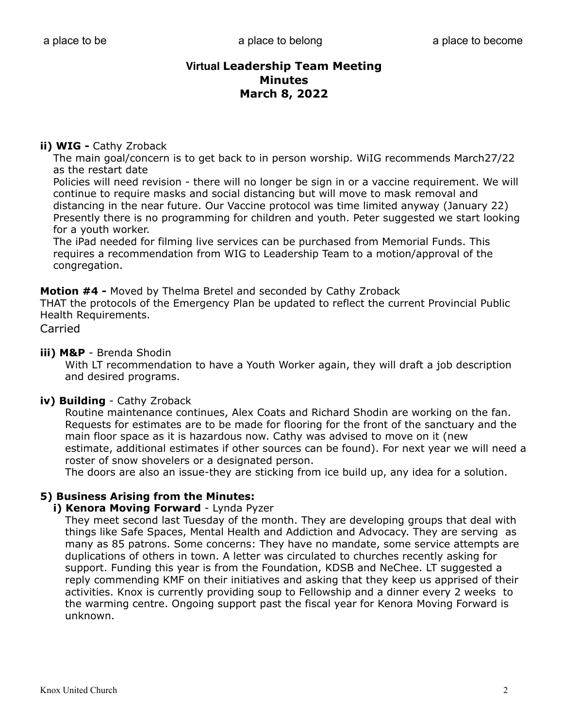a place to be　　　　a place to belong　　　　a place to become

# Virtual Leadership Team Meeting
# Minutes
# March 8, 2022

**ii) WIG -** Cathy Zroback

The main goal/concern is to get back to in person worship. WiIG recommends March27/22 as the restart date

Policies will need revision - there will no longer be sign in or a vaccine requirement. We will continue to require masks and social distancing but will move to mask removal and distancing in the near future. Our Vaccine protocol was time limited anyway (January 22)

Presently there is no programming for children and youth. Peter suggested we start looking for a youth worker.

The iPad needed for filming live services can be purchased from Memorial Funds. This requires a recommendation from WIG to Leadership Team to a motion/approval of the congregation.

**Motion #4 -** Moved by Thelma Bretel and seconded by Cathy Zroback

THAT the protocols of the Emergency Plan be updated to reflect the current Provincial Public Health Requirements.

Carried

**iii) M&P** - Brenda Shodin

With LT recommendation to have a Youth Worker again, they will draft a job description and desired programs.

**iv) Building** - Cathy Zroback

Routine maintenance continues, Alex Coats and Richard Shodin are working on the fan. Requests for estimates are to be made for flooring for the front of the sanctuary and the main floor space as it is hazardous now. Cathy was advised to move on it (new estimate, additional estimates if other sources can be found). For next year we will need a roster of snow shovelers or a designated person.

The doors are also an issue-they are sticking from ice build up, any idea for a solution.

**5) Business Arising from the Minutes:**

**i) Kenora Moving Forward** - Lynda Pyzer

They meet second last Tuesday of the month. They are developing groups that deal with things like Safe Spaces, Mental Health and Addiction and Advocacy. They are serving as many as 85 patrons. Some concerns: They have no mandate, some service attempts are duplications of others in town. A letter was circulated to churches recently asking for support. Funding this year is from the Foundation, KDSB and NeChee. LT suggested a reply commending KMF on their initiatives and asking that they keep us apprised of their activities. Knox is currently providing soup to Fellowship and a dinner every 2 weeks to the warming centre. Ongoing support past the fiscal year for Kenora Moving Forward is unknown.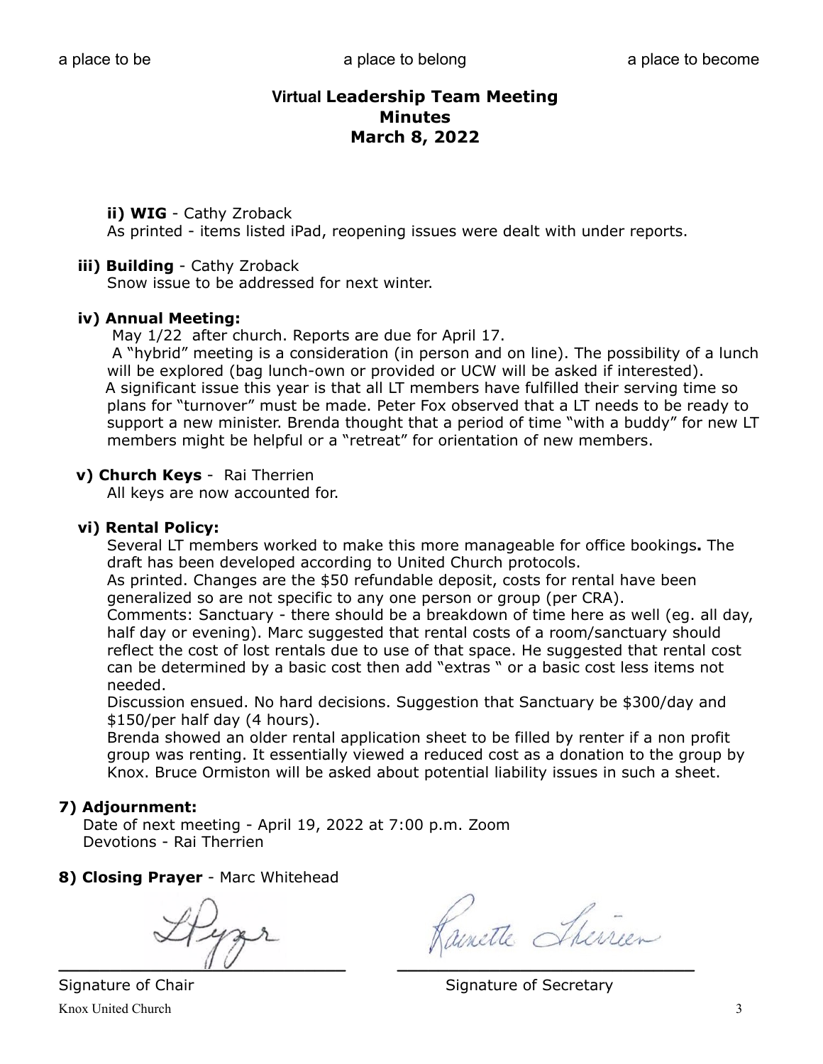a place to be a place to belong a place to become

# Virtual Leadership Team Meeting
## Minutes
## March 8, 2022

**ii) WIG** - Cathy Zroback
As printed - items listed iPad, reopening issues were dealt with under reports.

**iii) Building** - Cathy Zroback
Snow issue to be addressed for next winter.

**iv) Annual Meeting:**
May 1/22 after church. Reports are due for April 17.
A "hybrid" meeting is a consideration (in person and on line). The possibility of a lunch will be explored (bag lunch-own or provided or UCW will be asked if interested).
A significant issue this year is that all LT members have fulfilled their serving time so plans for "turnover" must be made. Peter Fox observed that a LT needs to be ready to support a new minister. Brenda thought that a period of time "with a buddy" for new LT members might be helpful or a "retreat" for orientation of new members.

**v) Church Keys** - Rai Therrien
All keys are now accounted for.

**vi) Rental Policy:**
Several LT members worked to make this more manageable for office bookings**.** The draft has been developed according to United Church protocols.
As printed. Changes are the $50 refundable deposit, costs for rental have been generalized so are not specific to any one person or group (per CRA).
Comments: Sanctuary - there should be a breakdown of time here as well (eg. all day, half day or evening). Marc suggested that rental costs of a room/sanctuary should reflect the cost of lost rentals due to use of that space. He suggested that rental cost can be determined by a basic cost then add "extras " or a basic cost less items not needed.
Discussion ensued. No hard decisions. Suggestion that Sanctuary be $300/day and $150/per half day (4 hours).
Brenda showed an older rental application sheet to be filled by renter if a non profit group was renting. It essentially viewed a reduced cost as a donation to the group by Knox. Bruce Ormiston will be asked about potential liability issues in such a sheet.

**7) Adjournment:**
Date of next meeting - April 19, 2022 at 7:00 p.m. Zoom
Devotions - Rai Therrien

**8) Closing Prayer** - Marc Whitehead

LPyzr

Signature of Chair

Raunette Therrien

Signature of Secretary

Knox United Church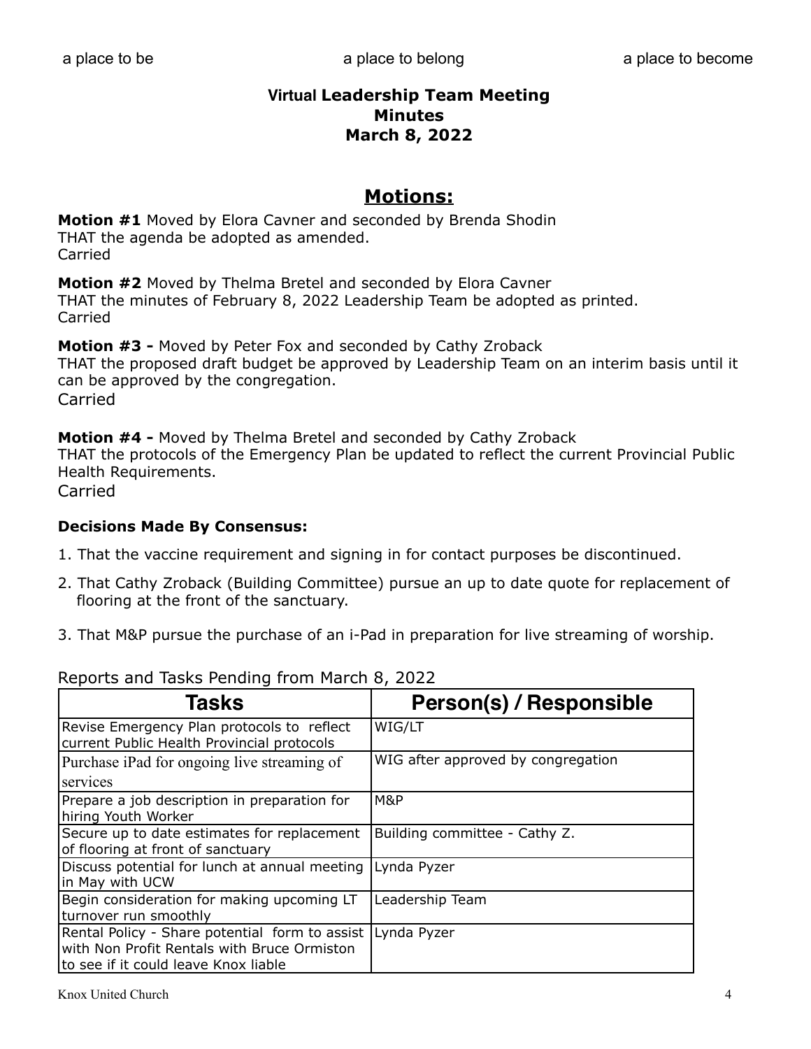a place to be a place to belong a place to become

# Virtual Leadership Team Meeting
# Minutes
# March 8, 2022

## Motions:

**Motion #1** Moved by Elora Cavner and seconded by Brenda Shodin
THAT the agenda be adopted as amended.
Carried

**Motion #2** Moved by Thelma Bretel and seconded by Elora Cavner
THAT the minutes of February 8, 2022 Leadership Team be adopted as printed.
Carried

**Motion #3 -** Moved by Peter Fox and seconded by Cathy Zroback
THAT the proposed draft budget be approved by Leadership Team on an interim basis until it can be approved by the congregation.
Carried

**Motion #4 -** Moved by Thelma Bretel and seconded by Cathy Zroback
THAT the protocols of the Emergency Plan be updated to reflect the current Provincial Public Health Requirements.
Carried

### Decisions Made By Consensus:

1. That the vaccine requirement and signing in for contact purposes be discontinued.
2. That Cathy Zroback (Building Committee) pursue an up to date quote for replacement of flooring at the front of the sanctuary.
3. That M&P pursue the purchase of an i-Pad in preparation for live streaming of worship.

Reports and Tasks Pending from March 8, 2022

| Tasks | Person(s) / Responsible |
|---|---|
| Revise Emergency Plan protocols to reflect current Public Health Provincial protocols | WIG/LT |
| Purchase iPad for ongoing live streaming of services | WIG after approved by congregation |
| Prepare a job description in preparation for hiring Youth Worker | M&P |
| Secure up to date estimates for replacement of flooring at front of sanctuary | Building committee - Cathy Z. |
| Discuss potential for lunch at annual meeting in May with UCW | Lynda Pyzer |
| Begin consideration for making upcoming LT turnover run smoothly | Leadership Team |
| Rental Policy - Share potential form to assist with Non Profit Rentals with Bruce Ormiston to see if it could leave Knox liable | Lynda Pyzer |